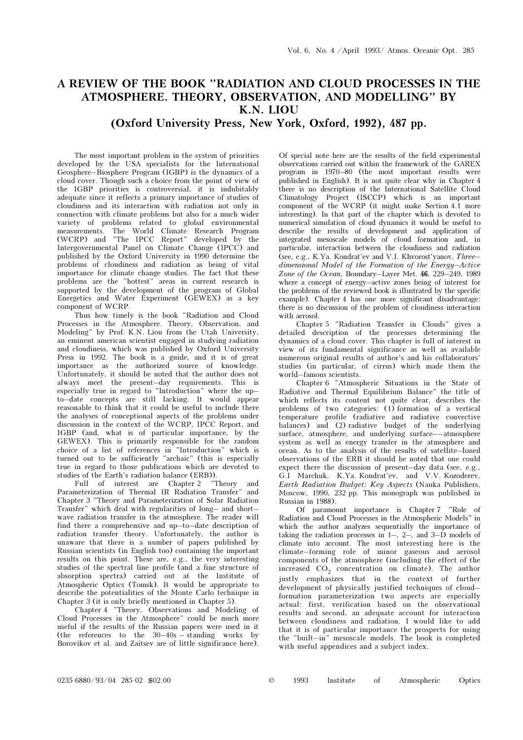# A REVIEW OF THE BOOK "RADIATION AND CLOUD PROCESSES IN THE ATMOSPHERE. THEORY, OBSERVATION, AND MODELLING" BY K.N. LIOU

## (Oxford University Press, New York, Oxford, 1992), 487 pp.

The most important problem in the system of priorities developed by the USA specialists for the International Geosphere–Biosphere Program (IGBP) is the dynamics of a cloud cover. Though such a choice from the point of view of the IGBP priorities is controversial, it is indubitably adequate since it reflects a primary importance of studies of cloudiness and its interaction with radiation not only in connection with climate problems but also for a much wider variety of problems related to global environmental measurements. The World Climate Research Program (WCRP) and "The IPCC Report" developed by the Intergovernmental Panel on Climate Change (IPCC) and published by the Oxford University in 1990 determine the problems of cloudiness and radiation as being of vital importance for climate change studies. The fact that these problems are the "hottest" areas in current research is supported by the development of the program of Global Energetics and Water Experiment (GEWEX) as a key component of WCRP.

Thus how timely is the book "Radiation and Cloud Processes in the Atmosphere. Theory, Observation, and Modeling" by Prof. K.N. Liou from the Utah University, an eminent american scientist engaged in studying radiation and cloudiness, which was published by Oxford University Press in 1992. The book is a guide, and it is of great importance as the authorized source of knowledge. Unfortunately, it should be noted that the author does not always meet the present–day requirements. This is especially true in regard to "Introduction" where the up–to–date concepts are still lacking. It would appear reasonable to think that it could be useful to include there the analyses of conceptional aspects of the problems under discussion in the context of the WCRP, IPCC Report, and IGBP (and, what is of particular importance, by the GEWEX). This is primarily responsible for the random choice of a list of references in "Introduction" which is turned out to be sufficiently "archaic" (this is especially true in regard to those publications which are devoted to studies of the Earth's radiation balance (ERB)).

Full of interest are Chapter 2 "Theory and Parameterization of Thermal IR Radiation Transfer" and Chapter 3 "Theory and Parameterization of Solar Radiation Transfer" which deal with regularities of long– and short–wave radiation transfer in the atmosphere. The reader will find there a comprehensive and up–to–date description of radiation transfer theory. Unfortunately, the author is unaware that there is a number of papers published by Russian scientists (in English too) containing the important results on this point. These are, e.g., the very interesting studies of the spectral line profile (and a fine structure of absorption spectra) carried out at the Institute of Atmospheric Optics (Tomsk). It would be appropriate to describe the potentialities of the Monte Carlo technique in Chapter 3 (it is only briefly mentioned in Chapter 5).

Chapter 4 "Theory, Observations and Modeling of Cloud Processes in the Atmosphere" could be much more useful if the results of the Russian papers were used in it (the references to the 30–40s – standing works by Borovikov et al. and Zaitsev are of little significance here). Of special note here are the results of the field experimental observations carried out within the framework of the GAREX program in 1970–80 (the most important results were published in English). It is not quite clear why in Chapter 4 there is no description of the International Satellite Cloud Climatology Project (ISCCP) which is an important component of the WCRP (it might make Section 4.1 more interesting). In that part of the chapter which is devoted to numerical simulation of cloud dynamics it would be useful to describe the results of development and application of integrated mesoscale models of cloud formation and, in particular, interaction between the cloudiness and radiation (see, e.g., K.Ya. Kondrat'ev and V.I. Khvorost'yanov, *Three–dimensional Model of the Formation of the Energy–Active Zone of the Ocean*, Boundary–Layer Met. **46**, 229–249, 1989 where a concept of energy–active zones being of interest for the problems of the reviewed book is illustrated by the specific example). Chapter 4 has one more significant disadvantage: there is no discussion of the problem of cloudiness interaction with aerosol.

Chapter 5 "Radiation Transfer in Clouds" gives a detailed description of the processes determining the dynamics of a cloud cover. This chapter is full of interest in view of its fundamental significance as well as available numerous original results of author's and his collaborators' studies (in particular, of cirrus) which made them the world–famous scientists.

Chapter 6 "Atmospheric Situations in the State of Radiative and Thermal Equilibrium Balance" the title of which reflects its content not quite clear, describes the problems of two categories: (1) formation of a vertical temperature profile (radiative and radiative convective balances) and (2) radiative budget of the underlying surface, atmosphere, and underlying surface––atmosphere system as well as energy transfer in the atmosphere and ocean. As to the analysis of the results of satellite–based observations of the ERB it should be noted that one could expect there the discussion of present–day data (see, e.g., G.I Marchuk, K.Ya. Kondrat'ev, and V.V. Kozoderev, *Earth Radiation Budget: Key Aspects* (Nauka Publishers, Moscow, 1990, 232 pp. This monograph was published in Russian in 1988).

Of paramount importance is Chapter 7 "Role of Radiation and Cloud Processes in the Atmospheric Models" in which the author analyzes sequentially the importance of taking the radiation processes in 1–, 2–, and 3–D models of climate into account. The most interesting here is the climate–forming role of minor gaseous and aerosol components of the atmosphere (including the effect of the increased $CO_2$ concentration on climate). The author justly emphasizes that in the context of further development of physically justified techniques of cloud–formation parameterization two aspects are especially actual: first, verification based on the observational results and second, an adequate account for interaction between cloudiness and radiation. I would like to add that it is of particular importance the prospects for using the "built–in" mesoscale models. The book is completed with useful appendices and a subject index.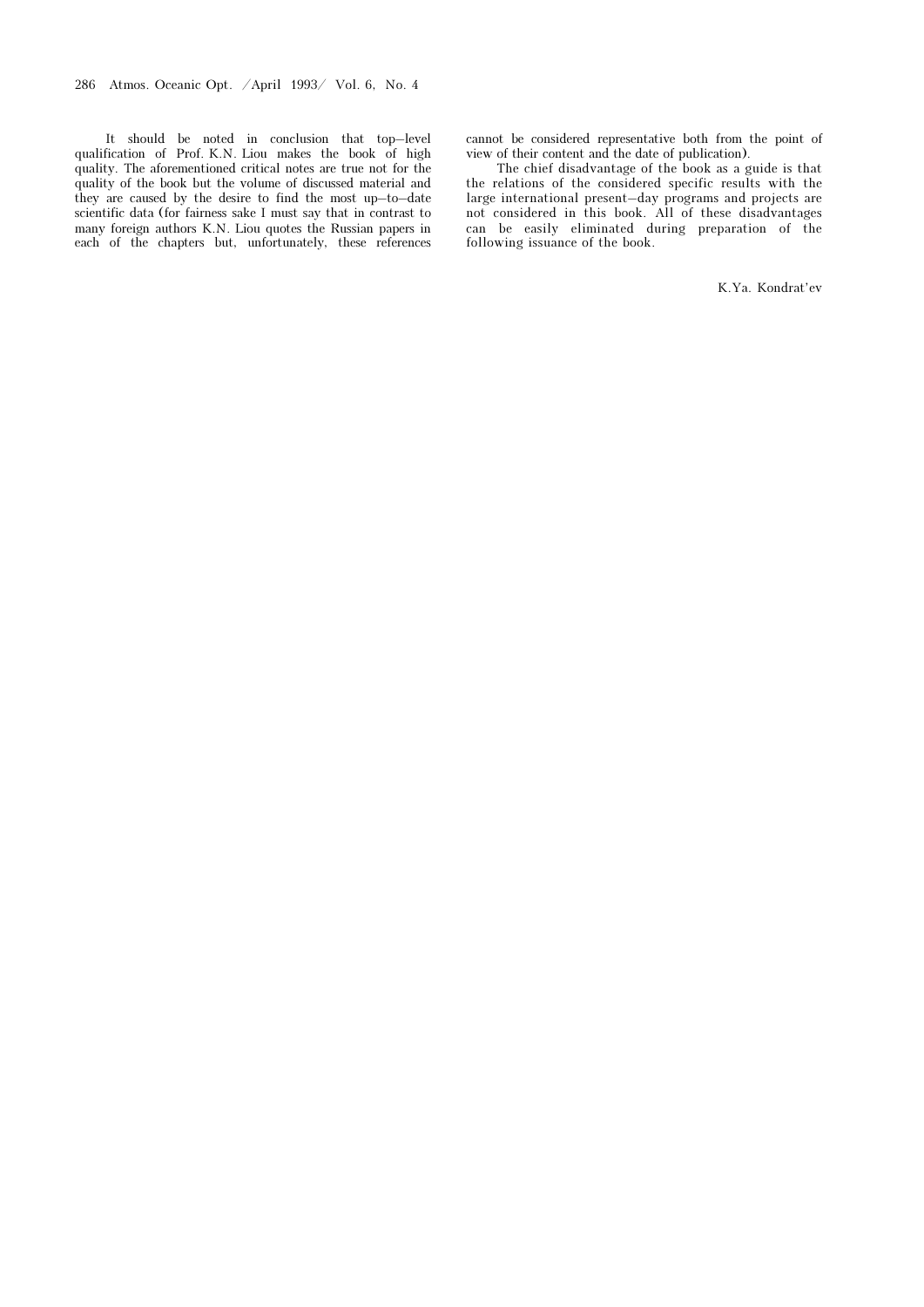It should be noted in conclusion that top–level qualification of Prof. K.N. Liou makes the book of high quality. The aforementioned critical notes are true not for the quality of the book but the volume of discussed material and they are caused by the desire to find the most up–to–date scientific data (for fairness sake I must say that in contrast to many foreign authors K.N. Liou quotes the Russian papers in each of the chapters but, unfortunately, these references cannot be considered representative both from the point of view of their content and the date of publication).

The chief disadvantage of the book as a guide is that the relations of the considered specific results with the large international present–day programs and projects are not considered in this book. All of these disadvantages can be easily eliminated during preparation of the following issuance of the book.

K.Ya. Kondrat'ev